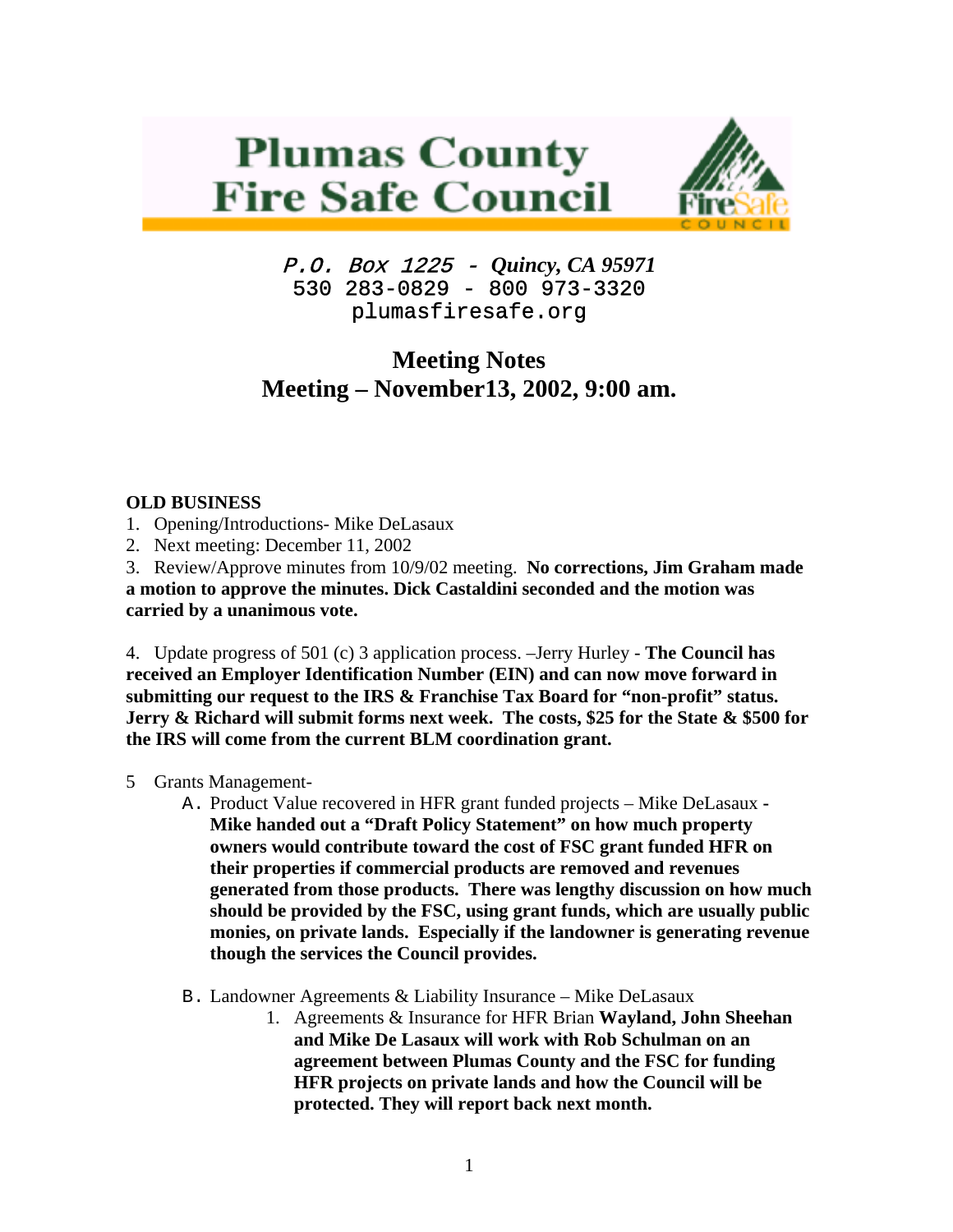# Plumas County Fire Safe Council

*P.O. Box 1225 - Quincy, CA 95971*
530 283-0829 - 800 973-3320
plumasfiresafe.org

## Meeting Notes
## Meeting – November13, 2002, 9:00 am.

**OLD BUSINESS**

1. Opening/Introductions- Mike DeLasaux
2. Next meeting: December 11, 2002
3. Review/Approve minutes from 10/9/02 meeting. **No corrections, Jim Graham made a motion to approve the minutes. Dick Castaldini seconded and the motion was carried by a unanimous vote.**

4. Update progress of 501 (c) 3 application process. –Jerry Hurley - **The Council has received an Employer Identification Number (EIN) and can now move forward in submitting our request to the IRS & Franchise Tax Board for "non-profit" status. Jerry & Richard will submit forms next week. The costs, $25 for the State & $500 for the IRS will come from the current BLM coordination grant.**

5 Grants Management-

A. Product Value recovered in HFR grant funded projects – Mike DeLasaux - **Mike handed out a "Draft Policy Statement" on how much property owners would contribute toward the cost of FSC grant funded HFR on their properties if commercial products are removed and revenues generated from those products. There was lengthy discussion on how much should be provided by the FSC, using grant funds, which are usually public monies, on private lands. Especially if the landowner is generating revenue though the services the Council provides.**

B. Landowner Agreements & Liability Insurance – Mike DeLasaux

1. Agreements & Insurance for HFR Brian **Wayland, John Sheehan and Mike De Lasaux will work with Rob Schulman on an agreement between Plumas County and the FSC for funding HFR projects on private lands and how the Council will be protected. They will report back next month.**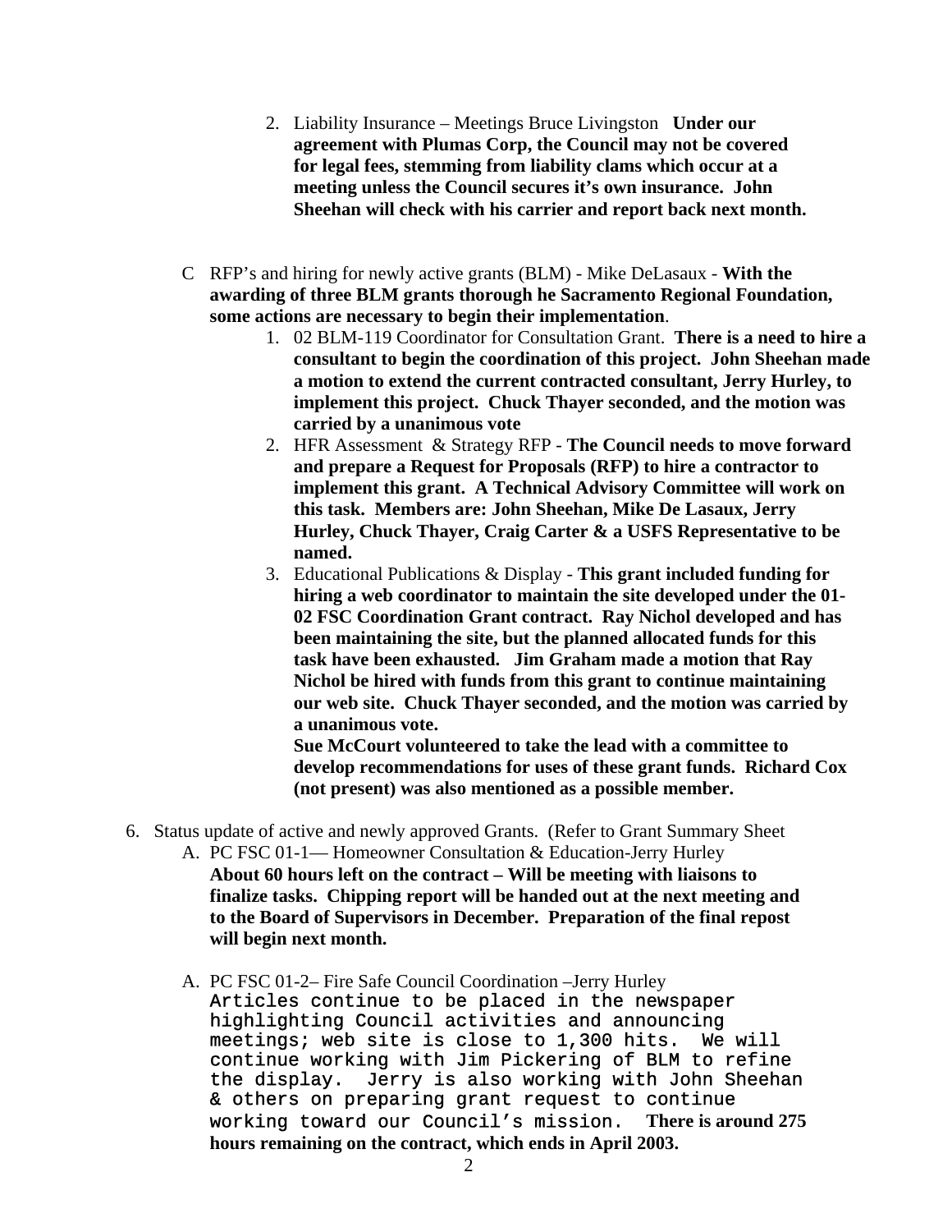2. Liability Insurance – Meetings Bruce Livingston **Under our agreement with Plumas Corp, the Council may not be covered for legal fees, stemming from liability clams which occur at a meeting unless the Council secures it's own insurance. John Sheehan will check with his carrier and report back next month.**

C RFP's and hiring for newly active grants (BLM) - Mike DeLasaux - **With the awarding of three BLM grants thorough he Sacramento Regional Foundation, some actions are necessary to begin their implementation**.

1. 02 BLM-119 Coordinator for Consultation Grant. **There is a need to hire a consultant to begin the coordination of this project. John Sheehan made a motion to extend the current contracted consultant, Jerry Hurley, to implement this project. Chuck Thayer seconded, and the motion was carried by a unanimous vote**
2. HFR Assessment & Strategy RFP - **The Council needs to move forward and prepare a Request for Proposals (RFP) to hire a contractor to implement this grant. A Technical Advisory Committee will work on this task. Members are: John Sheehan, Mike De Lasaux, Jerry Hurley, Chuck Thayer, Craig Carter & a USFS Representative to be named.**
3. Educational Publications & Display - **This grant included funding for hiring a web coordinator to maintain the site developed under the 01-02 FSC Coordination Grant contract. Ray Nichol developed and has been maintaining the site, but the planned allocated funds for this task have been exhausted. Jim Graham made a motion that Ray Nichol be hired with funds from this grant to continue maintaining our web site. Chuck Thayer seconded, and the motion was carried by a unanimous vote.**

   **Sue McCourt volunteered to take the lead with a committee to develop recommendations for uses of these grant funds. Richard Cox (not present) was also mentioned as a possible member.**

6. Status update of active and newly approved Grants. (Refer to Grant Summary Sheet

A. PC FSC 01-1— Homeowner Consultation & Education-Jerry Hurley
**About 60 hours left on the contract – Will be meeting with liaisons to finalize tasks. Chipping report will be handed out at the next meeting and to the Board of Supervisors in December. Preparation of the final repost will begin next month.**

A. PC FSC 01-2– Fire Safe Council Coordination –Jerry Hurley
Articles continue to be placed in the newspaper highlighting Council activities and announcing meetings; web site is close to 1,300 hits. We will continue working with Jim Pickering of BLM to refine the display. Jerry is also working with John Sheehan & others on preparing grant request to continue working toward our Council's mission. **There is around 275 hours remaining on the contract, which ends in April 2003.**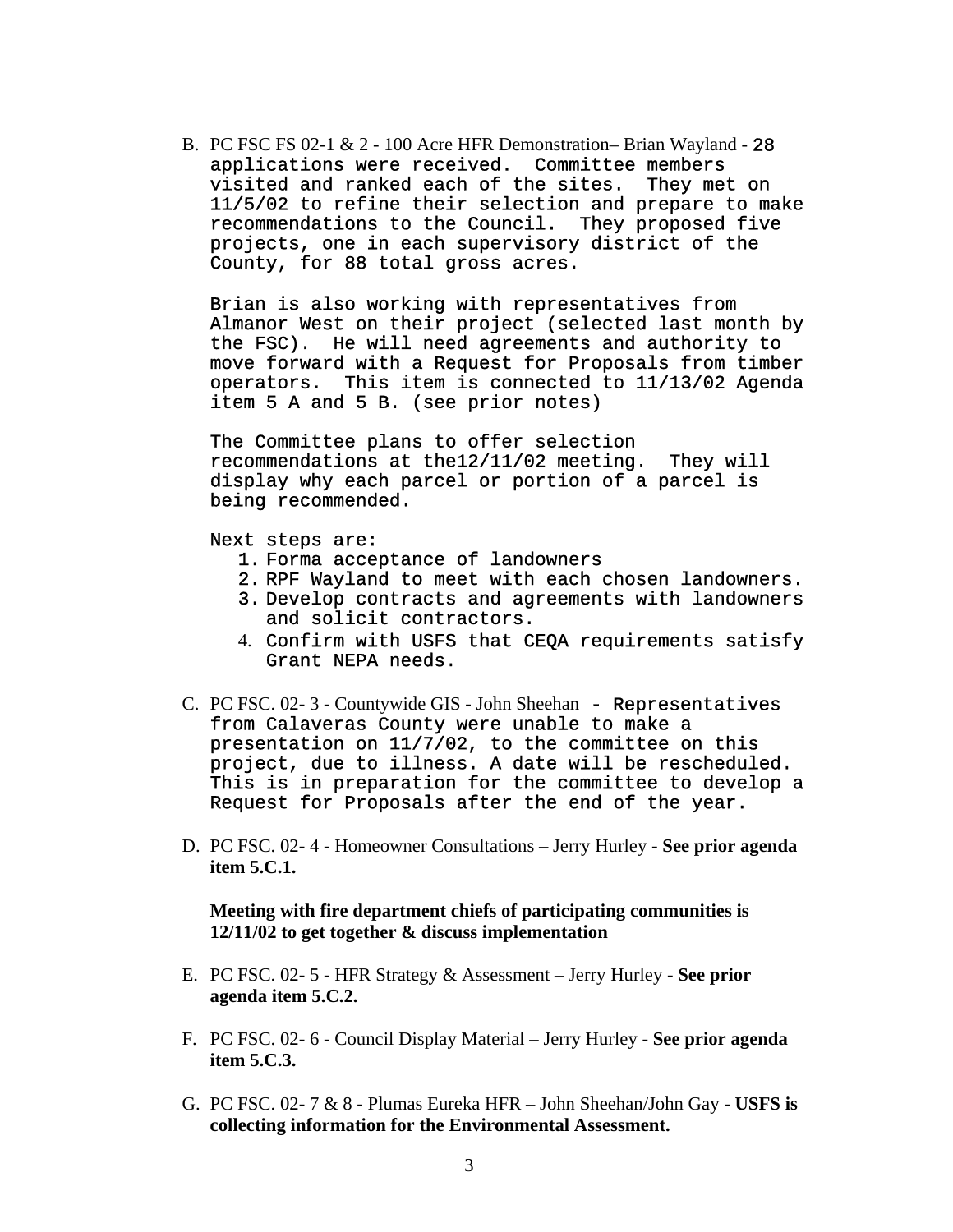B. PC FSC FS 02-1 & 2 - 100 Acre HFR Demonstration– Brian Wayland - 28 applications were received. Committee members visited and ranked each of the sites. They met on 11/5/02 to refine their selection and prepare to make recommendations to the Council. They proposed five projects, one in each supervisory district of the County, for 88 total gross acres.

   Brian is also working with representatives from Almanor West on their project (selected last month by the FSC). He will need agreements and authority to move forward with a Request for Proposals from timber operators. This item is connected to 11/13/02 Agenda item 5 A and 5 B. (see prior notes)

   The Committee plans to offer selection recommendations at the12/11/02 meeting. They will display why each parcel or portion of a parcel is being recommended.

   Next steps are:

   1. Forma acceptance of landowners
   2. RPF Wayland to meet with each chosen landowners.
   3. Develop contracts and agreements with landowners and solicit contractors.
   4. Confirm with USFS that CEQA requirements satisfy Grant NEPA needs.

C. PC FSC. 02- 3 - Countywide GIS - John Sheehan - Representatives from Calaveras County were unable to make a presentation on 11/7/02, to the committee on this project, due to illness. A date will be rescheduled. This is in preparation for the committee to develop a Request for Proposals after the end of the year.

D. PC FSC. 02- 4 - Homeowner Consultations – Jerry Hurley - **See prior agenda item 5.C.1.**

   **Meeting with fire department chiefs of participating communities is 12/11/02 to get together & discuss implementation**

E. PC FSC. 02- 5 - HFR Strategy & Assessment – Jerry Hurley - **See prior agenda item 5.C.2.**

F. PC FSC. 02- 6 - Council Display Material – Jerry Hurley - **See prior agenda item 5.C.3.**

G. PC FSC. 02- 7 & 8 - Plumas Eureka HFR – John Sheehan/John Gay - **USFS is collecting information for the Environmental Assessment.**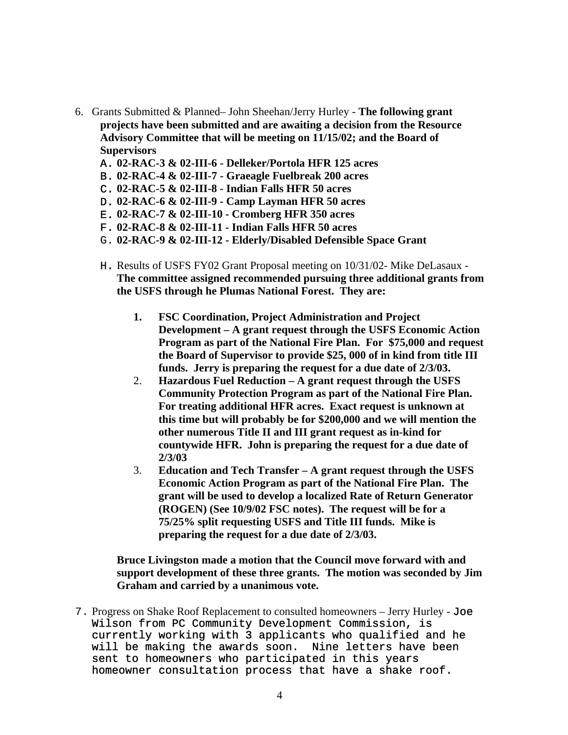6. Grants Submitted & Planned– John Sheehan/Jerry Hurley - **The following grant projects have been submitted and are awaiting a decision from the Resource Advisory Committee that will be meeting on 11/15/02; and the Board of Supervisors**
   A. **02-RAC-3 & 02-III-6 - Delleker/Portola HFR 125 acres**
   B. **02-RAC-4 & 02-III-7 - Graeagle Fuelbreak 200 acres**
   C. **02-RAC-5 & 02-III-8 - Indian Falls HFR 50 acres**
   D. **02-RAC-6 & 02-III-9 - Camp Layman HFR 50 acres**
   E. **02-RAC-7 & 02-III-10 - Cromberg HFR 350 acres**
   F. **02-RAC-8 & 02-III-11 - Indian Falls HFR 50 acres**
   G. **02-RAC-9 & 02-III-12 - Elderly/Disabled Defensible Space Grant**

   H. Results of USFS FY02 Grant Proposal meeting on 10/31/02- Mike DeLasaux - **The committee assigned recommended pursuing three additional grants from the USFS through he Plumas National Forest. They are:**

      1. **FSC Coordination, Project Administration and Project Development – A grant request through the USFS Economic Action Program as part of the National Fire Plan. For $75,000 and request the Board of Supervisor to provide $25, 000 of in kind from title III funds. Jerry is preparing the request for a due date of 2/3/03.**
      2. **Hazardous Fuel Reduction – A grant request through the USFS Community Protection Program as part of the National Fire Plan. For treating additional HFR acres. Exact request is unknown at this time but will probably be for $200,000 and we will mention the other numerous Title II and III grant request as in-kind for countywide HFR. John is preparing the request for a due date of 2/3/03**
      3. **Education and Tech Transfer – A grant request through the USFS Economic Action Program as part of the National Fire Plan. The grant will be used to develop a localized Rate of Return Generator (ROGEN) (See 10/9/02 FSC notes). The request will be for a 75/25% split requesting USFS and Title III funds. Mike is preparing the request for a due date of 2/3/03.**

   **Bruce Livingston made a motion that the Council move forward with and support development of these three grants. The motion was seconded by Jim Graham and carried by a unanimous vote.**

7. Progress on Shake Roof Replacement to consulted homeowners – Jerry Hurley - Joe Wilson from PC Community Development Commission, is currently working with 3 applicants who qualified and he will be making the awards soon. Nine letters have been sent to homeowners who participated in this years homeowner consultation process that have a shake roof.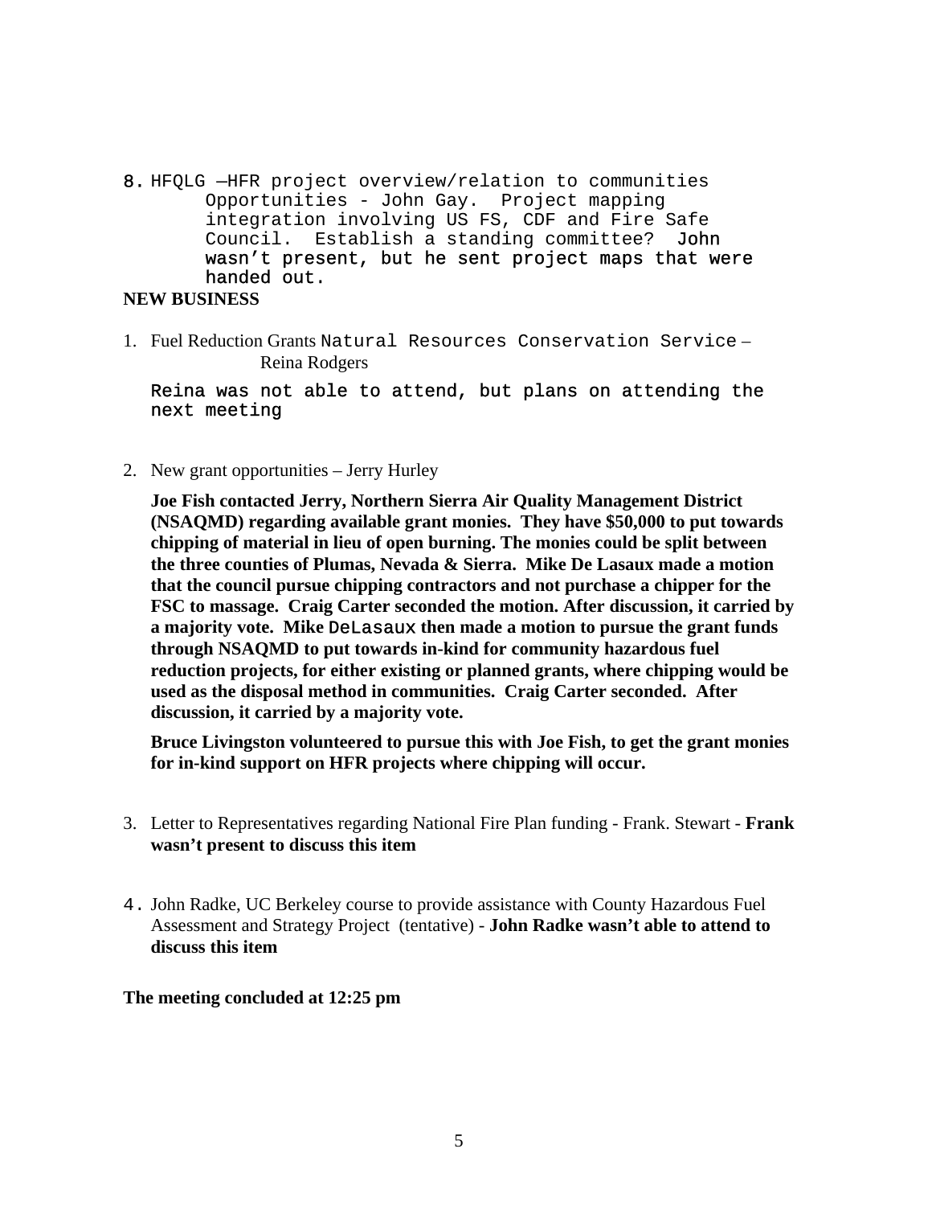8. HFQLG —HFR project overview/relation to communities Opportunities - John Gay. Project mapping integration involving US FS, CDF and Fire Safe Council. Establish a standing committee? John wasn't present, but he sent project maps that were handed out.

**NEW BUSINESS**

1. Fuel Reduction Grants Natural Resources Conservation Service – Reina Rodgers

   Reina was not able to attend, but plans on attending the next meeting

2. New grant opportunities – Jerry Hurley

   **Joe Fish contacted Jerry, Northern Sierra Air Quality Management District (NSAQMD) regarding available grant monies. They have $50,000 to put towards chipping of material in lieu of open burning. The monies could be split between the three counties of Plumas, Nevada & Sierra. Mike De Lasaux made a motion that the council pursue chipping contractors and not purchase a chipper for the FSC to massage. Craig Carter seconded the motion. After discussion, it carried by a majority vote. Mike DeLasaux then made a motion to pursue the grant funds through NSAQMD to put towards in-kind for community hazardous fuel reduction projects, for either existing or planned grants, where chipping would be used as the disposal method in communities. Craig Carter seconded. After discussion, it carried by a majority vote.**

   **Bruce Livingston volunteered to pursue this with Joe Fish, to get the grant monies for in-kind support on HFR projects where chipping will occur.**

3. Letter to Representatives regarding National Fire Plan funding - Frank. Stewart - **Frank wasn't present to discuss this item**

4. John Radke, UC Berkeley course to provide assistance with County Hazardous Fuel Assessment and Strategy Project (tentative) - **John Radke wasn't able to attend to discuss this item**

**The meeting concluded at 12:25 pm**